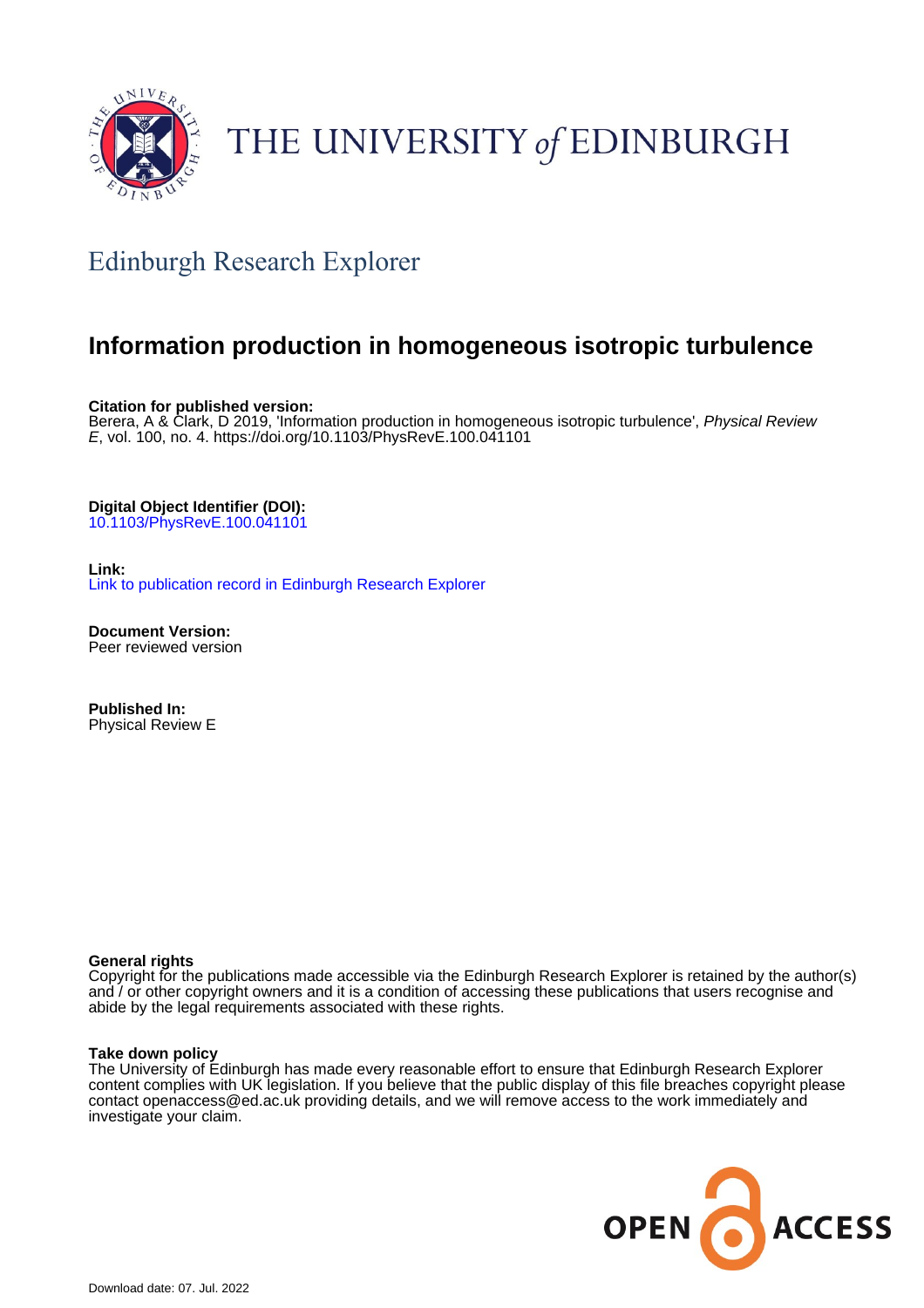# THE UNIVERSITY *of* EDINBURGH

## Edinburgh Research Explorer

# Information production in homogeneous isotropic turbulence

**Citation for published version:**
Berera, A & Clark, D 2019, 'Information production in homogeneous isotropic turbulence', *Physical Review E*, vol. 100, no. 4. https://doi.org/10.1103/PhysRevE.100.041101

**Digital Object Identifier (DOI):**
10.1103/PhysRevE.100.041101

**Link:**
Link to publication record in Edinburgh Research Explorer

**Document Version:**
Peer reviewed version

**Published In:**
Physical Review E

**General rights**
Copyright for the publications made accessible via the Edinburgh Research Explorer is retained by the author(s) and / or other copyright owners and it is a condition of accessing these publications that users recognise and abide by the legal requirements associated with these rights.

**Take down policy**
The University of Edinburgh has made every reasonable effort to ensure that Edinburgh Research Explorer content complies with UK legislation. If you believe that the public display of this file breaches copyright please contact openaccess@ed.ac.uk providing details, and we will remove access to the work immediately and investigate your claim.

OPEN ACCESS

Download date: 07. Jul. 2022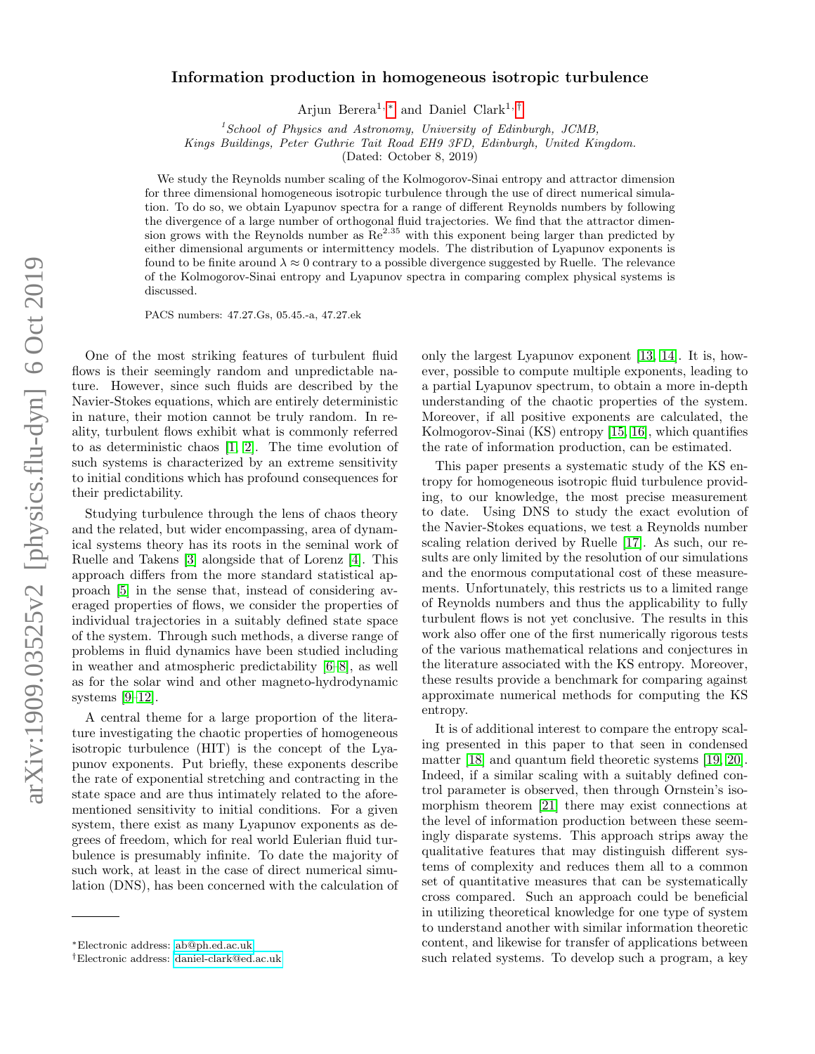# Information production in homogeneous isotropic turbulence

Arjun Berera[1,*] and Daniel Clark[1,†]

[1]*School of Physics and Astronomy, University of Edinburgh, JCMB, Kings Buildings, Peter Guthrie Tait Road EH9 3FD, Edinburgh, United Kingdom.*

(Dated: October 8, 2019)

We study the Reynolds number scaling of the Kolmogorov-Sinai entropy and attractor dimension for three dimensional homogeneous isotropic turbulence through the use of direct numerical simulation. To do so, we obtain Lyapunov spectra for a range of different Reynolds numbers by following the divergence of a large number of orthogonal fluid trajectories. We find that the attractor dimension grows with the Reynolds number as $\mathrm{Re}^{2.35}$ with this exponent being larger than predicted by either dimensional arguments or intermittency models. The distribution of Lyapunov exponents is found to be finite around $\lambda \approx 0$ contrary to a possible divergence suggested by Ruelle. The relevance of the Kolmogorov-Sinai entropy and Lyapunov spectra in comparing complex physical systems is discussed.

PACS numbers: 47.27.Gs, 05.45.-a, 47.27.ek

One of the most striking features of turbulent fluid flows is their seemingly random and unpredictable nature. However, since such fluids are described by the Navier-Stokes equations, which are entirely deterministic in nature, their motion cannot be truly random. In reality, turbulent flows exhibit what is commonly referred to as deterministic chaos [1, 2]. The time evolution of such systems is characterized by an extreme sensitivity to initial conditions which has profound consequences for their predictability.

Studying turbulence through the lens of chaos theory and the related, but wider encompassing, area of dynamical systems theory has its roots in the seminal work of Ruelle and Takens [3] alongside that of Lorenz [4]. This approach differs from the more standard statistical approach [5] in the sense that, instead of considering averaged properties of flows, we consider the properties of individual trajectories in a suitably defined state space of the system. Through such methods, a diverse range of problems in fluid dynamics have been studied including in weather and atmospheric predictability [6–8], as well as for the solar wind and other magneto-hydrodynamic systems [9–12].

A central theme for a large proportion of the literature investigating the chaotic properties of homogeneous isotropic turbulence (HIT) is the concept of the Lyapunov exponents. Put briefly, these exponents describe the rate of exponential stretching and contracting in the state space and are thus intimately related to the aforementioned sensitivity to initial conditions. For a given system, there exist as many Lyapunov exponents as degrees of freedom, which for real world Eulerian fluid turbulence is presumably infinite. To date the majority of such work, at least in the case of direct numerical simulation (DNS), has been concerned with the calculation of only the largest Lyapunov exponent [13, 14]. It is, however, possible to compute multiple exponents, leading to a partial Lyapunov spectrum, to obtain a more in-depth understanding of the chaotic properties of the system. Moreover, if all positive exponents are calculated, the Kolmogorov-Sinai (KS) entropy [15, 16], which quantifies the rate of information production, can be estimated.

This paper presents a systematic study of the KS entropy for homogeneous isotropic fluid turbulence providing, to our knowledge, the most precise measurement to date. Using DNS to study the exact evolution of the Navier-Stokes equations, we test a Reynolds number scaling relation derived by Ruelle [17]. As such, our results are only limited by the resolution of our simulations and the enormous computational cost of these measurements. Unfortunately, this restricts us to a limited range of Reynolds numbers and thus the applicability to fully turbulent flows is not yet conclusive. The results in this work also offer one of the first numerically rigorous tests of the various mathematical relations and conjectures in the literature associated with the KS entropy. Moreover, these results provide a benchmark for comparing against approximate numerical methods for computing the KS entropy.

It is of additional interest to compare the entropy scaling presented in this paper to that seen in condensed matter [18] and quantum field theoretic systems [19, 20]. Indeed, if a similar scaling with a suitably defined control parameter is observed, then through Ornstein's isomorphism theorem [21] there may exist connections at the level of information production between these seemingly disparate systems. This approach strips away the qualitative features that may distinguish different systems of complexity and reduces them all to a common set of quantitative measures that can be systematically cross compared. Such an approach could be beneficial in utilizing theoretical knowledge for one type of system to understand another with similar information theoretic content, and likewise for transfer of applications between such related systems. To develop such a program, a key

*Electronic address: ab@ph.ed.ac.uk

†Electronic address: daniel-clark@ed.ac.uk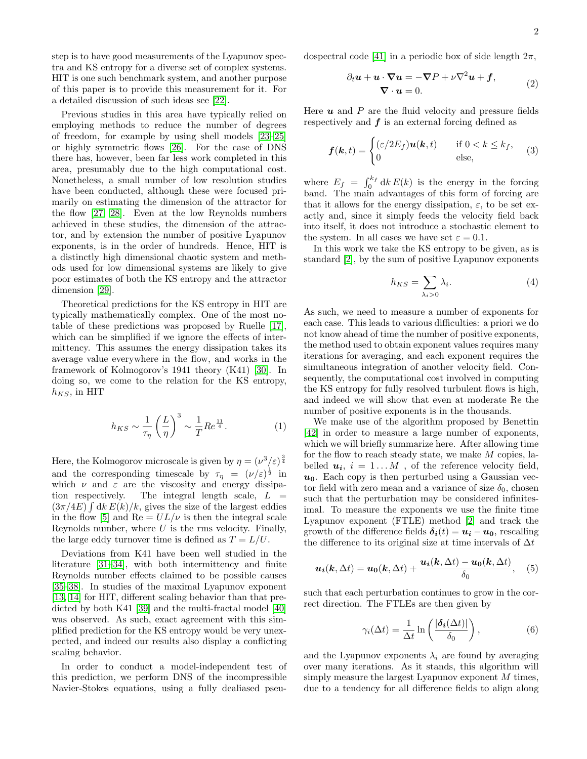step is to have good measurements of the Lyapunov spectra and KS entropy for a diverse set of complex systems. HIT is one such benchmark system, and another purpose of this paper is to provide this measurement for it. For a detailed discussion of such ideas see [22].

Previous studies in this area have typically relied on employing methods to reduce the number of degrees of freedom, for example by using shell models [23–25] or highly symmetric flows [26]. For the case of DNS there has, however, been far less work completed in this area, presumably due to the high computational cost. Nonetheless, a small number of low resolution studies have been conducted, although these were focused primarily on estimating the dimension of the attractor for the flow [27, 28]. Even at the low Reynolds numbers achieved in these studies, the dimension of the attractor, and by extension the number of positive Lyapunov exponents, is in the order of hundreds. Hence, HIT is a distinctly high dimensional chaotic system and methods used for low dimensional systems are likely to give poor estimates of both the KS entropy and the attractor dimension [29].

Theoretical predictions for the KS entropy in HIT are typically mathematically complex. One of the most notable of these predictions was proposed by Ruelle [17], which can be simplified if we ignore the effects of intermittency. This assumes the energy dissipation takes its average value everywhere in the flow, and works in the framework of Kolmogorov's 1941 theory (K41) [30]. In doing so, we come to the relation for the KS entropy, $h_{KS}$, in HIT

$$h_{KS} \sim \frac{1}{\tau_\eta}\left(\frac{L}{\eta}\right)^3 \sim \frac{1}{T} Re^{\frac{11}{4}}. \tag{1}$$

Here, the Kolmogorov microscale is given by $\eta = (\nu^3/\varepsilon)^{\frac{3}{4}}$ and the corresponding timescale by $\tau_\eta = (\nu/\varepsilon)^{\frac{1}{2}}$ in which $\nu$ and $\varepsilon$ are the viscosity and energy dissipation respectively. The integral length scale, $L = (3\pi/4E)\int \mathrm{d}k\, E(k)/k$, gives the size of the largest eddies in the flow [5] and $\mathrm{Re} = UL/\nu$ is then the integral scale Reynolds number, where $U$ is the rms velocity. Finally, the large eddy turnover time is defined as $T = L/U$.

Deviations from K41 have been well studied in the literature [31–34], with both intermittency and finite Reynolds number effects claimed to be possible causes [35–38]. In studies of the maximal Lyapunov exponent [13, 14] for HIT, different scaling behavior than that predicted by both K41 [39] and the multi-fractal model [40] was observed. As such, exact agreement with this simplified prediction for the KS entropy would be very unexpected, and indeed our results also display a conflicting scaling behavior.

In order to conduct a model-independent test of this prediction, we perform DNS of the incompressible Navier-Stokes equations, using a fully dealiased pseudospectral code [41] in a periodic box of side length $2\pi$,

$$\begin{gathered}\partial_t \boldsymbol{u} + \boldsymbol{u}\cdot\boldsymbol{\nabla}\boldsymbol{u} = -\boldsymbol{\nabla}P + \nu\nabla^2\boldsymbol{u} + \boldsymbol{f},\\ \boldsymbol{\nabla}\cdot\boldsymbol{u} = 0.\end{gathered} \tag{2}$$

Here $\boldsymbol{u}$ and $P$ are the fluid velocity and pressure fields respectively and $\boldsymbol{f}$ is an external forcing defined as

$$\boldsymbol{f}(\boldsymbol{k},t) = \begin{cases}(\varepsilon/2E_f)\boldsymbol{u}(\boldsymbol{k},t) & \text{if } 0 < k \le k_f,\\ 0 & \text{else,}\end{cases} \tag{3}$$

where $E_f = \int_0^{k_f} \mathrm{d}k\, E(k)$ is the energy in the forcing band. The main advantages of this form of forcing are that it allows for the energy dissipation, $\varepsilon$, to be set exactly and, since it simply feeds the velocity field back into itself, it does not introduce a stochastic element to the system. In all cases we have set $\varepsilon = 0.1$.

In this work we take the KS entropy to be given, as is standard [2], by the sum of positive Lyapunov exponents

$$h_{KS} = \sum_{\lambda_i>0} \lambda_i. \tag{4}$$

As such, we need to measure a number of exponents for each case. This leads to various difficulties: a priori we do not know ahead of time the number of positive exponents, the method used to obtain exponent values requires many iterations for averaging, and each exponent requires the simultaneous integration of another velocity field. Consequently, the computational cost involved in computing the KS entropy for fully resolved turbulent flows is high, and indeed we will show that even at moderate Re the number of positive exponents is in the thousands.

We make use of the algorithm proposed by Benettin [42] in order to measure a large number of exponents, which we will briefly summarize here. After allowing time for the flow to reach steady state, we make $M$ copies, labelled $\boldsymbol{u_i}$, $i = 1\ldots M$ , of the reference velocity field, $\boldsymbol{u_0}$. Each copy is then perturbed using a Gaussian vector field with zero mean and a variance of size $\delta_0$, chosen such that the perturbation may be considered infinitesimal. To measure the exponents we use the finite time Lyapunov exponent (FTLE) method [2] and track the growth of the difference fields $\boldsymbol{\delta_i}(t) = \boldsymbol{u_i} - \boldsymbol{u_0}$, rescalling the difference to its original size at time intervals of $\Delta t$

$$\boldsymbol{u_i}(\boldsymbol{k},\Delta t) = \boldsymbol{u_0}(\boldsymbol{k},\Delta t) + \frac{\boldsymbol{u_i}(\boldsymbol{k},\Delta t) - \boldsymbol{u_0}(\boldsymbol{k},\Delta t)}{\delta_0}, \tag{5}$$

such that each perturbation continues to grow in the correct direction. The FTLEs are then given by

$$\gamma_i(\Delta t) = \frac{1}{\Delta t}\ln\left(\frac{|\boldsymbol{\delta_i}(\Delta t)|}{\delta_0}\right), \tag{6}$$

and the Lyapunov exponents $\lambda_i$ are found by averaging over many iterations. As it stands, this algorithm will simply measure the largest Lyapunov exponent $M$ times, due to a tendency for all difference fields to align along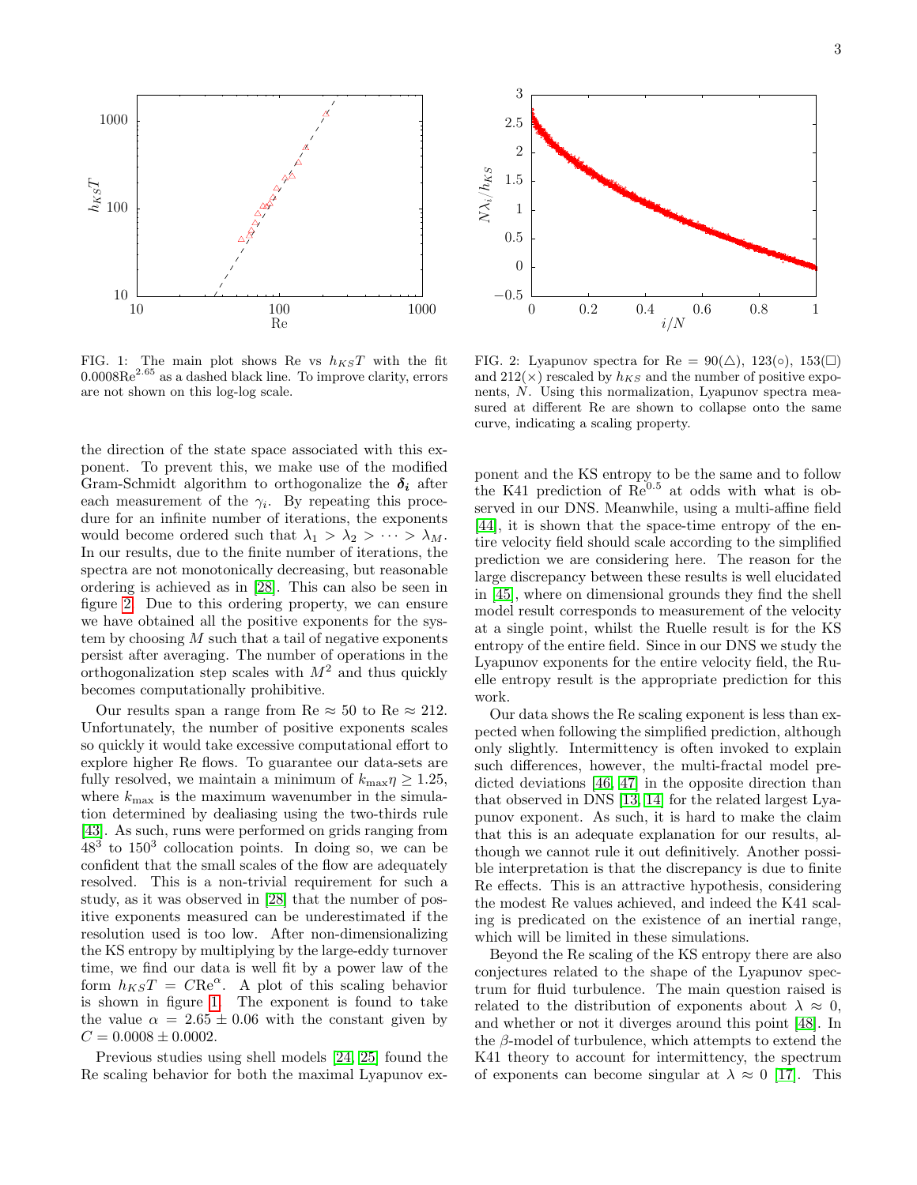FIG. 1: The main plot shows Re vs $h_{KS}T$ with the fit $0.0008\mathrm{Re}^{2.65}$ as a dashed black line. To improve clarity, errors are not shown on this log-log scale.

FIG. 2: Lyapunov spectra for Re = 90(△), 123(○), 153(□) and 212(×) rescaled by $h_{KS}$ and the number of positive exponents, $N$. Using this normalization, Lyapunov spectra measured at different Re are shown to collapse onto the same curve, indicating a scaling property.

the direction of the state space associated with this exponent. To prevent this, we make use of the modified Gram-Schmidt algorithm to orthogonalize the $\boldsymbol{\delta_i}$ after each measurement of the $\gamma_i$. By repeating this procedure for an infinite number of iterations, the exponents would become ordered such that $\lambda_1 > \lambda_2 > \cdots > \lambda_M$. In our results, due to the finite number of iterations, the spectra are not monotonically decreasing, but reasonable ordering is achieved as in [28]. This can also be seen in figure 2. Due to this ordering property, we can ensure we have obtained all the positive exponents for the system by choosing $M$ such that a tail of negative exponents persist after averaging. The number of operations in the orthogonalization step scales with $M^2$ and thus quickly becomes computationally prohibitive.

Our results span a range from Re ≈ 50 to Re ≈ 212. Unfortunately, the number of positive exponents scales so quickly it would take excessive computational effort to explore higher Re flows. To guarantee our data-sets are fully resolved, we maintain a minimum of $k_{\max}\eta \geq 1.25$, where $k_{\max}$ is the maximum wavenumber in the simulation determined by dealiasing using the two-thirds rule [43]. As such, runs were performed on grids ranging from $48^3$ to $150^3$ collocation points. In doing so, we can be confident that the small scales of the flow are adequately resolved. This is a non-trivial requirement for such a study, as it was observed in [28] that the number of positive exponents measured can be underestimated if the resolution used is too low. After non-dimensionalizing the KS entropy by multiplying by the large-eddy turnover time, we find our data is well fit by a power law of the form $h_{KS}T = C\mathrm{Re}^{\alpha}$. A plot of this scaling behavior is shown in figure 1. The exponent is found to take the value $\alpha = 2.65 \pm 0.06$ with the constant given by $C = 0.0008 \pm 0.0002$.

Previous studies using shell models [24, 25] found the Re scaling behavior for both the maximal Lyapunov exponent and the KS entropy to be the same and to follow the K41 prediction of $\mathrm{Re}^{0.5}$ at odds with what is observed in our DNS. Meanwhile, using a multi-affine field [44], it is shown that the space-time entropy of the entire velocity field should scale according to the simplified prediction we are considering here. The reason for the large discrepancy between these results is well elucidated in [45], where on dimensional grounds they find the shell model result corresponds to measurement of the velocity at a single point, whilst the Ruelle result is for the KS entropy of the entire field. Since in our DNS we study the Lyapunov exponents for the entire velocity field, the Ruelle entropy result is the appropriate prediction for this work.

Our data shows the Re scaling exponent is less than expected when following the simplified prediction, although only slightly. Intermittency is often invoked to explain such differences, however, the multi-fractal model predicted deviations [46, 47] in the opposite direction than that observed in DNS [13, 14] for the related largest Lyapunov exponent. As such, it is hard to make the claim that this is an adequate explanation for our results, although we cannot rule it out definitively. Another possible interpretation is that the discrepancy is due to finite Re effects. This is an attractive hypothesis, considering the modest Re values achieved, and indeed the K41 scaling is predicated on the existence of an inertial range, which will be limited in these simulations.

Beyond the Re scaling of the KS entropy there are also conjectures related to the shape of the Lyapunov spectrum for fluid turbulence. The main question raised is related to the distribution of exponents about $\lambda \approx 0$, and whether or not it diverges around this point [48]. In the $\beta$-model of turbulence, which attempts to extend the K41 theory to account for intermittency, the spectrum of exponents can become singular at $\lambda \approx 0$ [17]. This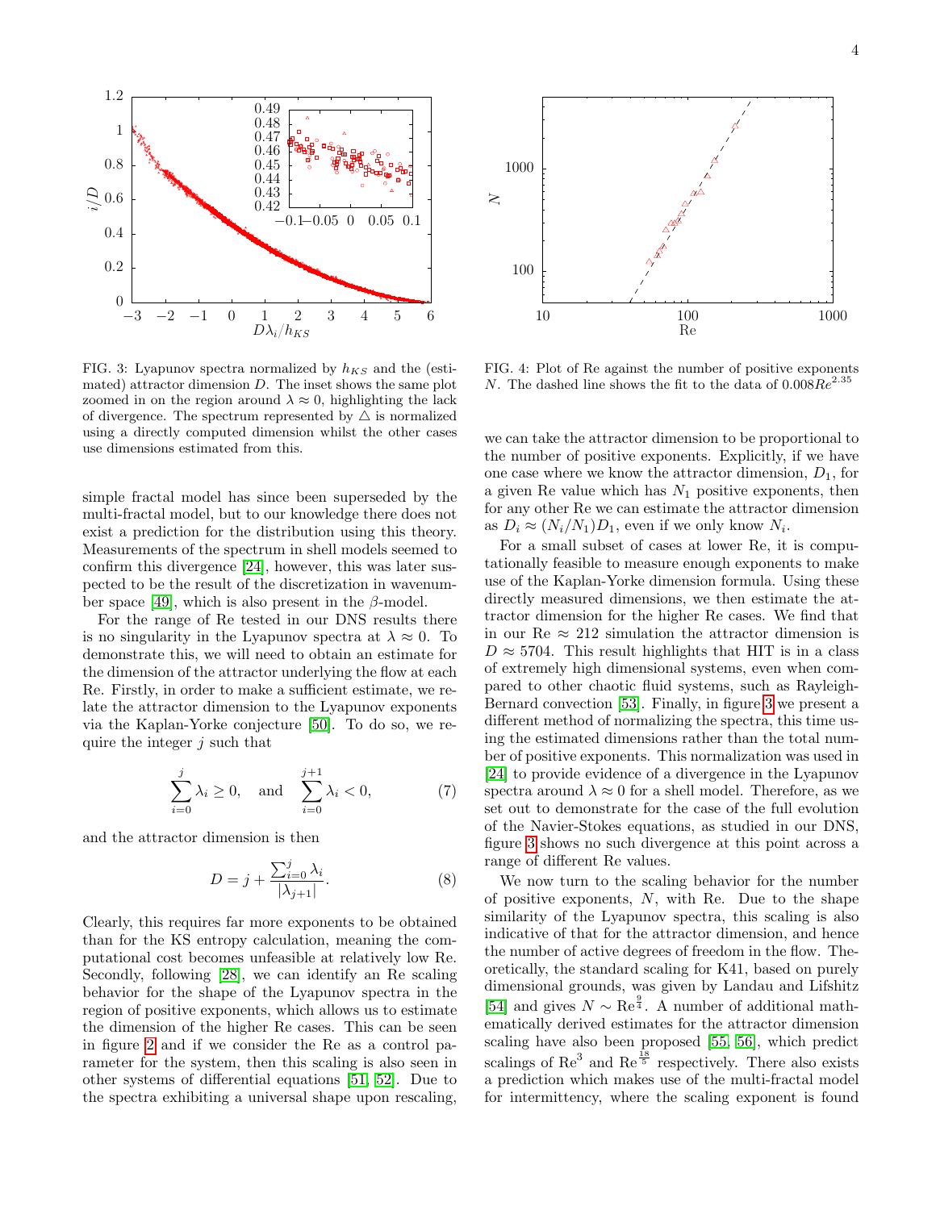FIG. 3: Lyapunov spectra normalized by $h_{KS}$ and the (estimated) attractor dimension $D$. The inset shows the same plot zoomed in on the region around $\lambda \approx 0$, highlighting the lack of divergence. The spectrum represented by $\triangle$ is normalized using a directly computed dimension whilst the other cases use dimensions estimated from this.

FIG. 4: Plot of Re against the number of positive exponents $N$. The dashed line shows the fit to the data of $0.008Re^{2.35}$

simple fractal model has since been superseded by the multi-fractal model, but to our knowledge there does not exist a prediction for the distribution using this theory. Measurements of the spectrum in shell models seemed to confirm this divergence [24], however, this was later suspected to be the result of the discretization in wavenumber space [49], which is also present in the $\beta$-model.

For the range of Re tested in our DNS results there is no singularity in the Lyapunov spectra at $\lambda \approx 0$. To demonstrate this, we will need to obtain an estimate for the dimension of the attractor underlying the flow at each Re. Firstly, in order to make a sufficient estimate, we relate the attractor dimension to the Lyapunov exponents via the Kaplan-Yorke conjecture [50]. To do so, we require the integer $j$ such that

$$\sum_{i=0}^{j} \lambda_i \geq 0, \quad \text{and} \quad \sum_{i=0}^{j+1} \lambda_i < 0, \tag{7}$$

and the attractor dimension is then

$$D = j + \frac{\sum_{i=0}^{j} \lambda_i}{|\lambda_{j+1}|}. \tag{8}$$

Clearly, this requires far more exponents to be obtained than for the KS entropy calculation, meaning the computational cost becomes unfeasible at relatively low Re. Secondly, following [28], we can identify an Re scaling behavior for the shape of the Lyapunov spectra in the region of positive exponents, which allows us to estimate the dimension of the higher Re cases. This can be seen in figure 2 and if we consider the Re as a control parameter for the system, then this scaling is also seen in other systems of differential equations [51, 52]. Due to the spectra exhibiting a universal shape upon rescaling, we can take the attractor dimension to be proportional to the number of positive exponents. Explicitly, if we have one case where we know the attractor dimension, $D_1$, for a given Re value which has $N_1$ positive exponents, then for any other Re we can estimate the attractor dimension as $D_i \approx (N_i/N_1)D_1$, even if we only know $N_i$.

For a small subset of cases at lower Re, it is computationally feasible to measure enough exponents to make use of the Kaplan-Yorke dimension formula. Using these directly measured dimensions, we then estimate the attractor dimension for the higher Re cases. We find that in our Re $\approx$ 212 simulation the attractor dimension is $D \approx 5704$. This result highlights that HIT is in a class of extremely high dimensional systems, even when compared to other chaotic fluid systems, such as Rayleigh-Bernard convection [53]. Finally, in figure 3 we present a different method of normalizing the spectra, this time using the estimated dimensions rather than the total number of positive exponents. This normalization was used in [24] to provide evidence of a divergence in the Lyapunov spectra around $\lambda \approx 0$ for a shell model. Therefore, as we set out to demonstrate for the case of the full evolution of the Navier-Stokes equations, as studied in our DNS, figure 3 shows no such divergence at this point across a range of different Re values.

We now turn to the scaling behavior for the number of positive exponents, $N$, with Re. Due to the shape similarity of the Lyapunov spectra, this scaling is also indicative of that for the attractor dimension, and hence the number of active degrees of freedom in the flow. Theoretically, the standard scaling for K41, based on purely dimensional grounds, was given by Landau and Lifshitz [54] and gives $N \sim \text{Re}^{\frac{9}{4}}$. A number of additional mathematically derived estimates for the attractor dimension scaling have also been proposed [55, 56], which predict scalings of $\text{Re}^3$ and $\text{Re}^{\frac{18}{5}}$ respectively. There also exists a prediction which makes use of the multi-fractal model for intermittency, where the scaling exponent is found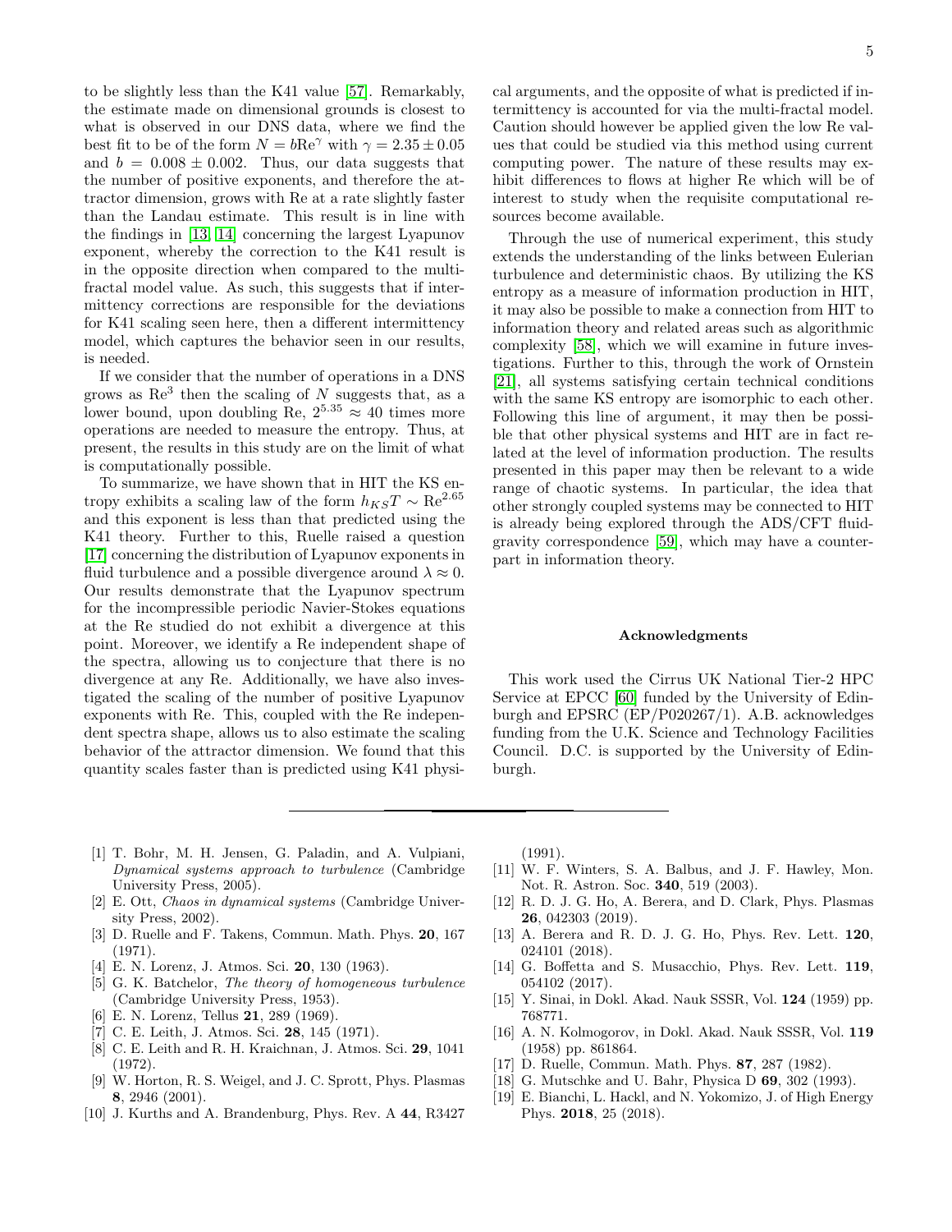to be slightly less than the K41 value [57]. Remarkably, the estimate made on dimensional grounds is closest to what is observed in our DNS data, where we find the best fit to be of the form $N = b\mathrm{Re}^{\gamma}$ with $\gamma = 2.35 \pm 0.05$ and $b = 0.008 \pm 0.002$. Thus, our data suggests that the number of positive exponents, and therefore the attractor dimension, grows with Re at a rate slightly faster than the Landau estimate. This result is in line with the findings in [13, 14] concerning the largest Lyapunov exponent, whereby the correction to the K41 result is in the opposite direction when compared to the multi-fractal model value. As such, this suggests that if intermittency corrections are responsible for the deviations for K41 scaling seen here, then a different intermittency model, which captures the behavior seen in our results, is needed.

If we consider that the number of operations in a DNS grows as $\mathrm{Re}^3$ then the scaling of $N$ suggests that, as a lower bound, upon doubling Re, $2^{5.35} \approx 40$ times more operations are needed to measure the entropy. Thus, at present, the results in this study are on the limit of what is computationally possible.

To summarize, we have shown that in HIT the KS entropy exhibits a scaling law of the form $h_{KS}T \sim \mathrm{Re}^{2.65}$ and this exponent is less than that predicted using the K41 theory. Further to this, Ruelle raised a question [17] concerning the distribution of Lyapunov exponents in fluid turbulence and a possible divergence around $\lambda \approx 0$. Our results demonstrate that the Lyapunov spectrum for the incompressible periodic Navier-Stokes equations at the Re studied do not exhibit a divergence at this point. Moreover, we identify a Re independent shape of the spectra, allowing us to conjecture that there is no divergence at any Re. Additionally, we have also investigated the scaling of the number of positive Lyapunov exponents with Re. This, coupled with the Re independent spectra shape, allows us to also estimate the scaling behavior of the attractor dimension. We found that this quantity scales faster than is predicted using K41 physical arguments, and the opposite of what is predicted if intermittency is accounted for via the multi-fractal model. Caution should however be applied given the low Re values that could be studied via this method using current computing power. The nature of these results may exhibit differences to flows at higher Re which will be of interest to study when the requisite computational resources become available.

Through the use of numerical experiment, this study extends the understanding of the links between Eulerian turbulence and deterministic chaos. By utilizing the KS entropy as a measure of information production in HIT, it may also be possible to make a connection from HIT to information theory and related areas such as algorithmic complexity [58], which we will examine in future investigations. Further to this, through the work of Ornstein [21], all systems satisfying certain technical conditions with the same KS entropy are isomorphic to each other. Following this line of argument, it may then be possible that other physical systems and HIT are in fact related at the level of information production. The results presented in this paper may then be relevant to a wide range of chaotic systems. In particular, the idea that other strongly coupled systems may be connected to HIT is already being explored through the ADS/CFT fluid-gravity correspondence [59], which may have a counterpart in information theory.

### Acknowledgments

This work used the Cirrus UK National Tier-2 HPC Service at EPCC [60] funded by the University of Edinburgh and EPSRC (EP/P020267/1). A.B. acknowledges funding from the U.K. Science and Technology Facilities Council. D.C. is supported by the University of Edinburgh.

---

[1] T. Bohr, M. H. Jensen, G. Paladin, and A. Vulpiani, *Dynamical systems approach to turbulence* (Cambridge University Press, 2005).
[2] E. Ott, *Chaos in dynamical systems* (Cambridge University Press, 2002).
[3] D. Ruelle and F. Takens, Commun. Math. Phys. **20**, 167 (1971).
[4] E. N. Lorenz, J. Atmos. Sci. **20**, 130 (1963).
[5] G. K. Batchelor, *The theory of homogeneous turbulence* (Cambridge University Press, 1953).
[6] E. N. Lorenz, Tellus **21**, 289 (1969).
[7] C. E. Leith, J. Atmos. Sci. **28**, 145 (1971).
[8] C. E. Leith and R. H. Kraichnan, J. Atmos. Sci. **29**, 1041 (1972).
[9] W. Horton, R. S. Weigel, and J. C. Sprott, Phys. Plasmas **8**, 2946 (2001).
[10] J. Kurths and A. Brandenburg, Phys. Rev. A **44**, R3427 (1991).
[11] W. F. Winters, S. A. Balbus, and J. F. Hawley, Mon. Not. R. Astron. Soc. **340**, 519 (2003).
[12] R. D. J. G. Ho, A. Berera, and D. Clark, Phys. Plasmas **26**, 042303 (2019).
[13] A. Berera and R. D. J. G. Ho, Phys. Rev. Lett. **120**, 024101 (2018).
[14] G. Boffetta and S. Musacchio, Phys. Rev. Lett. **119**, 054102 (2017).
[15] Y. Sinai, in Dokl. Akad. Nauk SSSR, Vol. **124** (1959) pp. 768771.
[16] A. N. Kolmogorov, in Dokl. Akad. Nauk SSSR, Vol. **119** (1958) pp. 861864.
[17] D. Ruelle, Commun. Math. Phys. **87**, 287 (1982).
[18] G. Mutschke and U. Bahr, Physica D **69**, 302 (1993).
[19] E. Bianchi, L. Hackl, and N. Yokomizo, J. of High Energy Phys. **2018**, 25 (2018).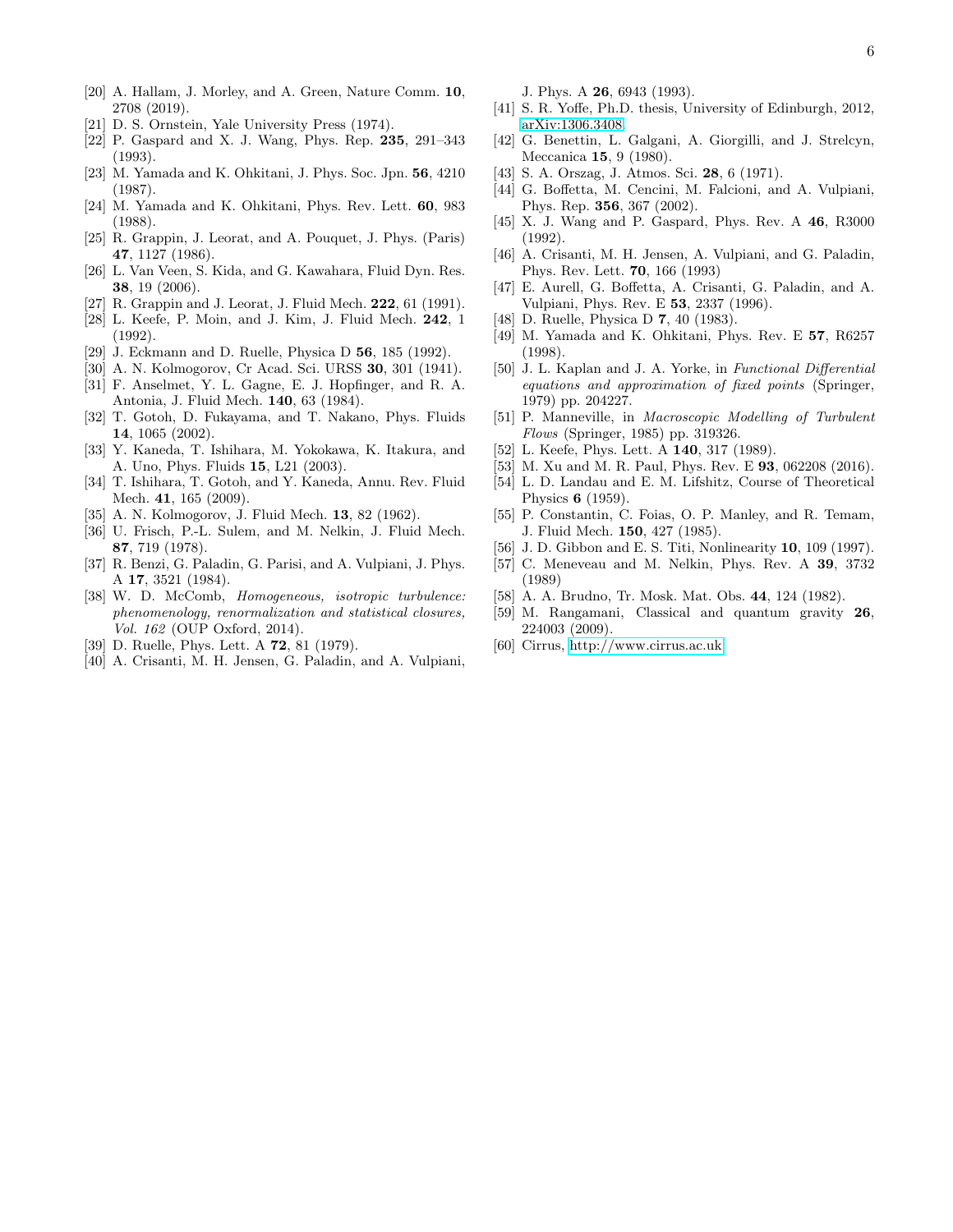[20] A. Hallam, J. Morley, and A. Green, Nature Comm. **10**, 2708 (2019).

[21] D. S. Ornstein, Yale University Press (1974).

[22] P. Gaspard and X. J. Wang, Phys. Rep. **235**, 291–343 (1993).

[23] M. Yamada and K. Ohkitani, J. Phys. Soc. Jpn. **56**, 4210 (1987).

[24] M. Yamada and K. Ohkitani, Phys. Rev. Lett. **60**, 983 (1988).

[25] R. Grappin, J. Leorat, and A. Pouquet, J. Phys. (Paris) **47**, 1127 (1986).

[26] L. Van Veen, S. Kida, and G. Kawahara, Fluid Dyn. Res. **38**, 19 (2006).

[27] R. Grappin and J. Leorat, J. Fluid Mech. **222**, 61 (1991).

[28] L. Keefe, P. Moin, and J. Kim, J. Fluid Mech. **242**, 1 (1992).

[29] J. Eckmann and D. Ruelle, Physica D **56**, 185 (1992).

[30] A. N. Kolmogorov, Cr Acad. Sci. URSS **30**, 301 (1941).

[31] F. Anselmet, Y. L. Gagne, E. J. Hopfinger, and R. A. Antonia, J. Fluid Mech. **140**, 63 (1984).

[32] T. Gotoh, D. Fukayama, and T. Nakano, Phys. Fluids **14**, 1065 (2002).

[33] Y. Kaneda, T. Ishihara, M. Yokokawa, K. Itakura, and A. Uno, Phys. Fluids **15**, L21 (2003).

[34] T. Ishihara, T. Gotoh, and Y. Kaneda, Annu. Rev. Fluid Mech. **41**, 165 (2009).

[35] A. N. Kolmogorov, J. Fluid Mech. **13**, 82 (1962).

[36] U. Frisch, P.-L. Sulem, and M. Nelkin, J. Fluid Mech. **87**, 719 (1978).

[37] R. Benzi, G. Paladin, G. Parisi, and A. Vulpiani, J. Phys. A **17**, 3521 (1984).

[38] W. D. McComb, *Homogeneous, isotropic turbulence: phenomenology, renormalization and statistical closures, Vol. 162* (OUP Oxford, 2014).

[39] D. Ruelle, Phys. Lett. A **72**, 81 (1979).

[40] A. Crisanti, M. H. Jensen, G. Paladin, and A. Vulpiani, J. Phys. A **26**, 6943 (1993).

[41] S. R. Yoffe, Ph.D. thesis, University of Edinburgh, 2012, arXiv:1306.3408.

[42] G. Benettin, L. Galgani, A. Giorgilli, and J. Strelcyn, Meccanica **15**, 9 (1980).

[43] S. A. Orszag, J. Atmos. Sci. **28**, 6 (1971).

[44] G. Boffetta, M. Cencini, M. Falcioni, and A. Vulpiani, Phys. Rep. **356**, 367 (2002).

[45] X. J. Wang and P. Gaspard, Phys. Rev. A **46**, R3000 (1992).

[46] A. Crisanti, M. H. Jensen, A. Vulpiani, and G. Paladin, Phys. Rev. Lett. **70**, 166 (1993)

[47] E. Aurell, G. Boffetta, A. Crisanti, G. Paladin, and A. Vulpiani, Phys. Rev. E **53**, 2337 (1996).

[48] D. Ruelle, Physica D **7**, 40 (1983).

[49] M. Yamada and K. Ohkitani, Phys. Rev. E **57**, R6257 (1998).

[50] J. L. Kaplan and J. A. Yorke, in *Functional Differential equations and approximation of fixed points* (Springer, 1979) pp. 204227.

[51] P. Manneville, in *Macroscopic Modelling of Turbulent Flows* (Springer, 1985) pp. 319326.

[52] L. Keefe, Phys. Lett. A **140**, 317 (1989).

[53] M. Xu and M. R. Paul, Phys. Rev. E **93**, 062208 (2016).

[54] L. D. Landau and E. M. Lifshitz, Course of Theoretical Physics **6** (1959).

[55] P. Constantin, C. Foias, O. P. Manley, and R. Temam, J. Fluid Mech. **150**, 427 (1985).

[56] J. D. Gibbon and E. S. Titi, Nonlinearity **10**, 109 (1997).

[57] C. Meneveau and M. Nelkin, Phys. Rev. A **39**, 3732 (1989)

[58] A. A. Brudno, Tr. Mosk. Mat. Obs. **44**, 124 (1982).

[59] M. Rangamani, Classical and quantum gravity **26**, 224003 (2009).

[60] Cirrus, http://www.cirrus.ac.uk